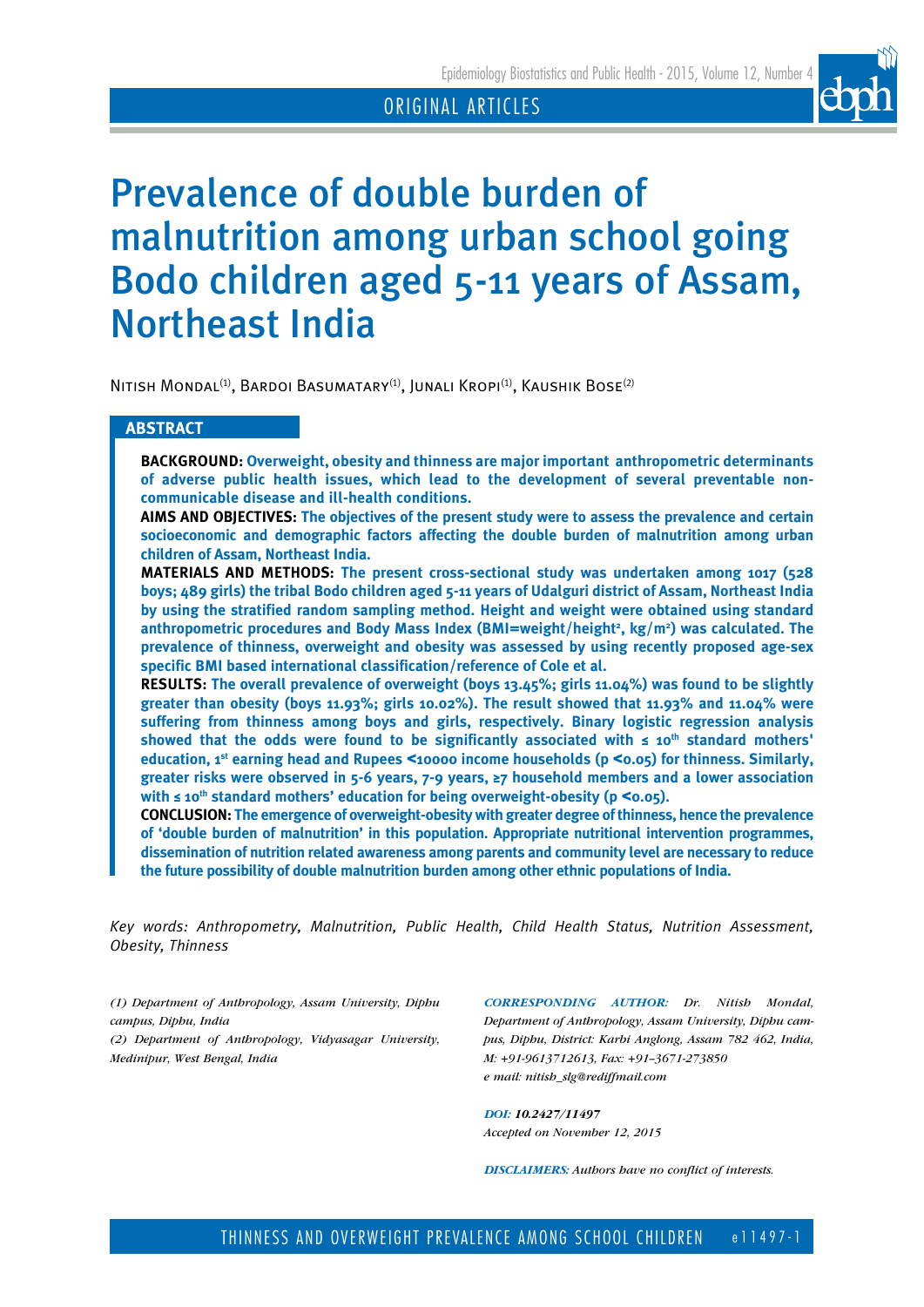ORIGINAL ARTICLES

# Prevalence of double burden of malnutrition among urban school going Bodo children aged 5-11 years of Assam, Northeast India

Nitish Mondal[(1)], Bardoi Basumatary[(1)], Junali Kropi[(1)], Kaushik Bose[(2)]

## ABSTRACT

**BACKGROUND:** Overweight, obesity and thinness are major important anthropometric determinants of adverse public health issues, which lead to the development of several preventable non-communicable disease and ill-health conditions.

**AIMS AND OBJECTIVES:** The objectives of the present study were to assess the prevalence and certain socioeconomic and demographic factors affecting the double burden of malnutrition among urban children of Assam, Northeast India.

**MATERIALS AND METHODS:** The present cross-sectional study was undertaken among 1017 (528 boys; 489 girls) the tribal Bodo children aged 5-11 years of Udalguri district of Assam, Northeast India by using the stratified random sampling method. Height and weight were obtained using standard anthropometric procedures and Body Mass Index (BMI=weight/height$^2$, kg/m$^2$) was calculated. The prevalence of thinness, overweight and obesity was assessed by using recently proposed age-sex specific BMI based international classification/reference of Cole et al.

**RESULTS:** The overall prevalence of overweight (boys 13.45%; girls 11.04%) was found to be slightly greater than obesity (boys 11.93%; girls 10.02%). The result showed that 11.93% and 11.04% were suffering from thinness among boys and girls, respectively. Binary logistic regression analysis showed that the odds were found to be significantly associated with ≤ 10$^{th}$ standard mothers' education, 1$^{st}$ earning head and Rupees <10000 income households ($p < 0.05$) for thinness. Similarly, greater risks were observed in 5-6 years, 7-9 years, ≥7 household members and a lower association with ≤ 10$^{th}$ standard mothers' education for being overweight-obesity ($p < 0.05$).

**CONCLUSION:** The emergence of overweight-obesity with greater degree of thinness, hence the prevalence of 'double burden of malnutrition' in this population. Appropriate nutritional intervention programmes, dissemination of nutrition related awareness among parents and community level are necessary to reduce the future possibility of double malnutrition burden among other ethnic populations of India.

*Key words: Anthropometry, Malnutrition, Public Health, Child Health Status, Nutrition Assessment, Obesity, Thinness*

*(1) Department of Anthropology, Assam University, Diphu campus, Diphu, India*
*(2) Department of Anthropology, Vidyasagar University, Medinipur, West Bengal, India*

*CORRESPONDING AUTHOR: Dr. Nitish Mondal, Department of Anthropology, Assam University, Diphu campus, Diphu, District: Karbi Anglong, Assam 782 462, India, M: +91-9613712613, Fax: +91–3671-273850 e mail: nitish_slg@rediffmail.com*

*DOI:* ***10.2427/11497***
*Accepted on November 12, 2015*

*DISCLAIMERS: Authors have no conflict of interests.*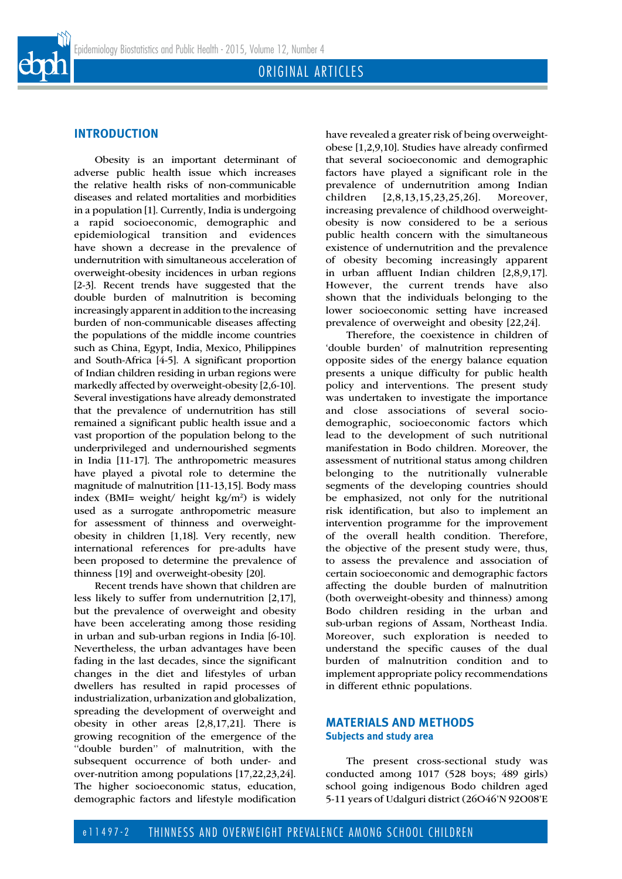## INTRODUCTION

Obesity is an important determinant of adverse public health issue which increases the relative health risks of non-communicable diseases and related mortalities and morbidities in a population [1]. Currently, India is undergoing a rapid socioeconomic, demographic and epidemiological transition and evidences have shown a decrease in the prevalence of undernutrition with simultaneous acceleration of overweight-obesity incidences in urban regions [2-3]. Recent trends have suggested that the double burden of malnutrition is becoming increasingly apparent in addition to the increasing burden of non-communicable diseases affecting the populations of the middle income countries such as China, Egypt, India, Mexico, Philippines and South-Africa [4-5]. A significant proportion of Indian children residing in urban regions were markedly affected by overweight-obesity [2,6-10]. Several investigations have already demonstrated that the prevalence of undernutrition has still remained a significant public health issue and a vast proportion of the population belong to the underprivileged and undernourished segments in India [11-17]. The anthropometric measures have played a pivotal role to determine the magnitude of malnutrition [11-13,15]. Body mass index (BMI= weight/ height kg/m$^2$) is widely used as a surrogate anthropometric measure for assessment of thinness and overweight-obesity in children [1,18]. Very recently, new international references for pre-adults have been proposed to determine the prevalence of thinness [19] and overweight-obesity [20].

Recent trends have shown that children are less likely to suffer from undernutrition [2,17], but the prevalence of overweight and obesity have been accelerating among those residing in urban and sub-urban regions in India [6-10]. Nevertheless, the urban advantages have been fading in the last decades, since the significant changes in the diet and lifestyles of urban dwellers has resulted in rapid processes of industrialization, urbanization and globalization, spreading the development of overweight and obesity in other areas [2,8,17,21]. There is growing recognition of the emergence of the "double burden" of malnutrition, with the subsequent occurrence of both under- and over-nutrition among populations [17,22,23,24]. The higher socioeconomic status, education, demographic factors and lifestyle modification have revealed a greater risk of being overweight-obese [1,2,9,10]. Studies have already confirmed that several socioeconomic and demographic factors have played a significant role in the prevalence of undernutrition among Indian children [2,8,13,15,23,25,26]. Moreover, increasing prevalence of childhood overweight-obesity is now considered to be a serious public health concern with the simultaneous existence of undernutrition and the prevalence of obesity becoming increasingly apparent in urban affluent Indian children [2,8,9,17]. However, the current trends have also shown that the individuals belonging to the lower socioeconomic setting have increased prevalence of overweight and obesity [22,24].

Therefore, the coexistence in children of 'double burden' of malnutrition representing opposite sides of the energy balance equation presents a unique difficulty for public health policy and interventions. The present study was undertaken to investigate the importance and close associations of several socio-demographic, socioeconomic factors which lead to the development of such nutritional manifestation in Bodo children. Moreover, the assessment of nutritional status among children belonging to the nutritionally vulnerable segments of the developing countries should be emphasized, not only for the nutritional risk identification, but also to implement an intervention programme for the improvement of the overall health condition. Therefore, the objective of the present study were, thus, to assess the prevalence and association of certain socioeconomic and demographic factors affecting the double burden of malnutrition (both overweight-obesity and thinness) among Bodo children residing in the urban and sub-urban regions of Assam, Northeast India. Moreover, such exploration is needed to understand the specific causes of the dual burden of malnutrition condition and to implement appropriate policy recommendations in different ethnic populations.

## MATERIALS AND METHODS

### Subjects and study area

The present cross-sectional study was conducted among 1017 (528 boys; 489 girls) school going indigenous Bodo children aged 5-11 years of Udalguri district (26O46'N 92O08'E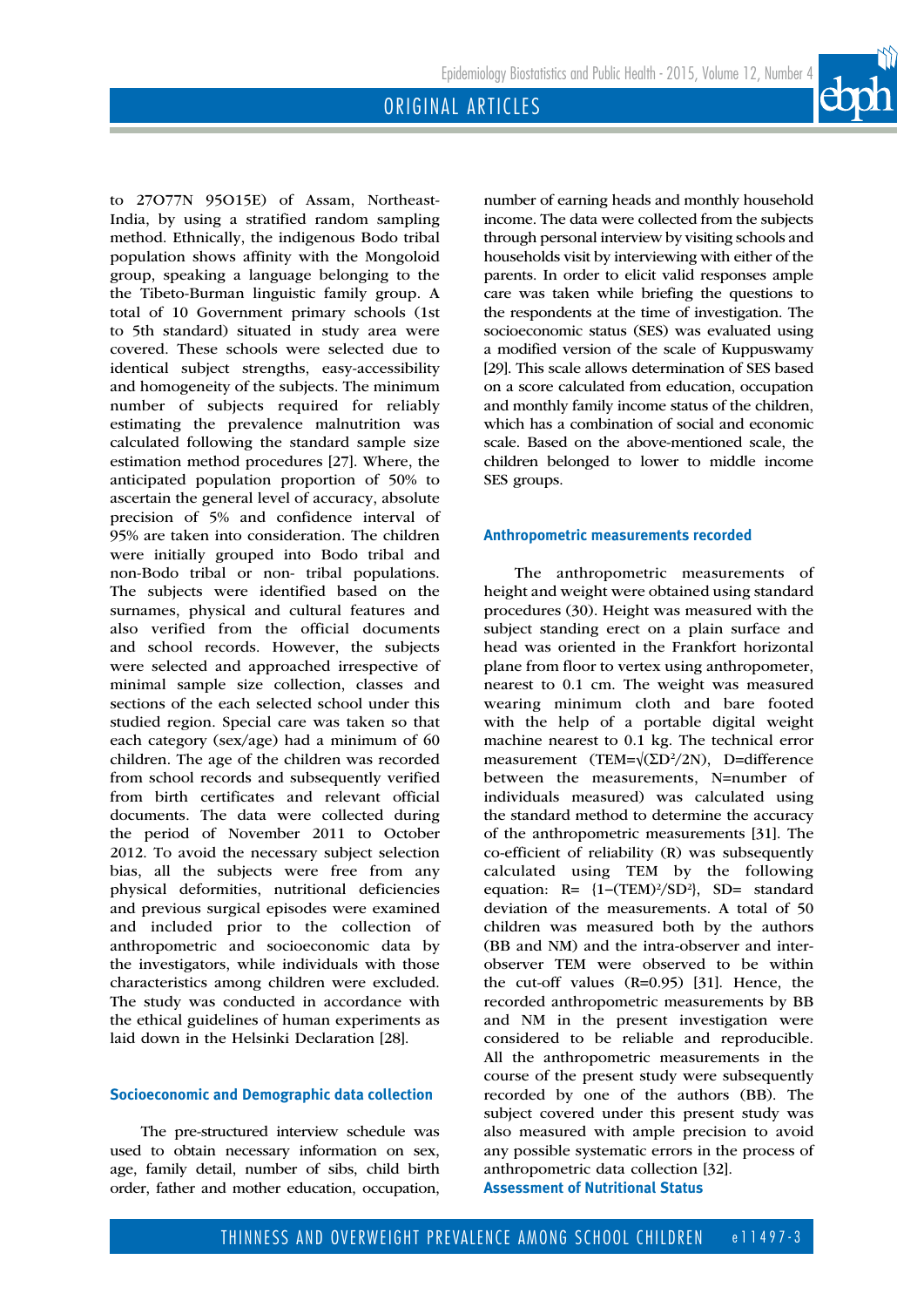to 27O77N 95O15E) of Assam, Northeast-India, by using a stratified random sampling method. Ethnically, the indigenous Bodo tribal population shows affinity with the Mongoloid group, speaking a language belonging to the the Tibeto-Burman linguistic family group. A total of 10 Government primary schools (1st to 5th standard) situated in study area were covered. These schools were selected due to identical subject strengths, easy-accessibility and homogeneity of the subjects. The minimum number of subjects required for reliably estimating the prevalence malnutrition was calculated following the standard sample size estimation method procedures [27]. Where, the anticipated population proportion of 50% to ascertain the general level of accuracy, absolute precision of 5% and confidence interval of 95% are taken into consideration. The children were initially grouped into Bodo tribal and non-Bodo tribal or non- tribal populations. The subjects were identified based on the surnames, physical and cultural features and also verified from the official documents and school records. However, the subjects were selected and approached irrespective of minimal sample size collection, classes and sections of the each selected school under this studied region. Special care was taken so that each category (sex/age) had a minimum of 60 children. The age of the children was recorded from school records and subsequently verified from birth certificates and relevant official documents. The data were collected during the period of November 2011 to October 2012. To avoid the necessary subject selection bias, all the subjects were free from any physical deformities, nutritional deficiencies and previous surgical episodes were examined and included prior to the collection of anthropometric and socioeconomic data by the investigators, while individuals with those characteristics among children were excluded. The study was conducted in accordance with the ethical guidelines of human experiments as laid down in the Helsinki Declaration [28].

### Socioeconomic and Demographic data collection

The pre-structured interview schedule was used to obtain necessary information on sex, age, family detail, number of sibs, child birth order, father and mother education, occupation, number of earning heads and monthly household income. The data were collected from the subjects through personal interview by visiting schools and households visit by interviewing with either of the parents. In order to elicit valid responses ample care was taken while briefing the questions to the respondents at the time of investigation. The socioeconomic status (SES) was evaluated using a modified version of the scale of Kuppuswamy [29]. This scale allows determination of SES based on a score calculated from education, occupation and monthly family income status of the children, which has a combination of social and economic scale. Based on the above-mentioned scale, the children belonged to lower to middle income SES groups.

### Anthropometric measurements recorded

The anthropometric measurements of height and weight were obtained using standard procedures (30). Height was measured with the subject standing erect on a plain surface and head was oriented in the Frankfort horizontal plane from floor to vertex using anthropometer, nearest to 0.1 cm. The weight was measured wearing minimum cloth and bare footed with the help of a portable digital weight machine nearest to 0.1 kg. The technical error measurement ($TEM=\sqrt{\Sigma D^2/2N}$), D=difference between the measurements, N=number of individuals measured) was calculated using the standard method to determine the accuracy of the anthropometric measurements [31]. The co-efficient of reliability (R) was subsequently calculated using TEM by the following equation: $R= \{1-(TEM)^2/SD^2\}$, SD= standard deviation of the measurements. A total of 50 children was measured both by the authors (BB and NM) and the intra-observer and inter-observer TEM were observed to be within the cut-off values (R=0.95) [31]. Hence, the recorded anthropometric measurements by BB and NM in the present investigation were considered to be reliable and reproducible. All the anthropometric measurements in the course of the present study were subsequently recorded by one of the authors (BB). The subject covered under this present study was also measured with ample precision to avoid any possible systematic errors in the process of anthropometric data collection [32].

### Assessment of Nutritional Status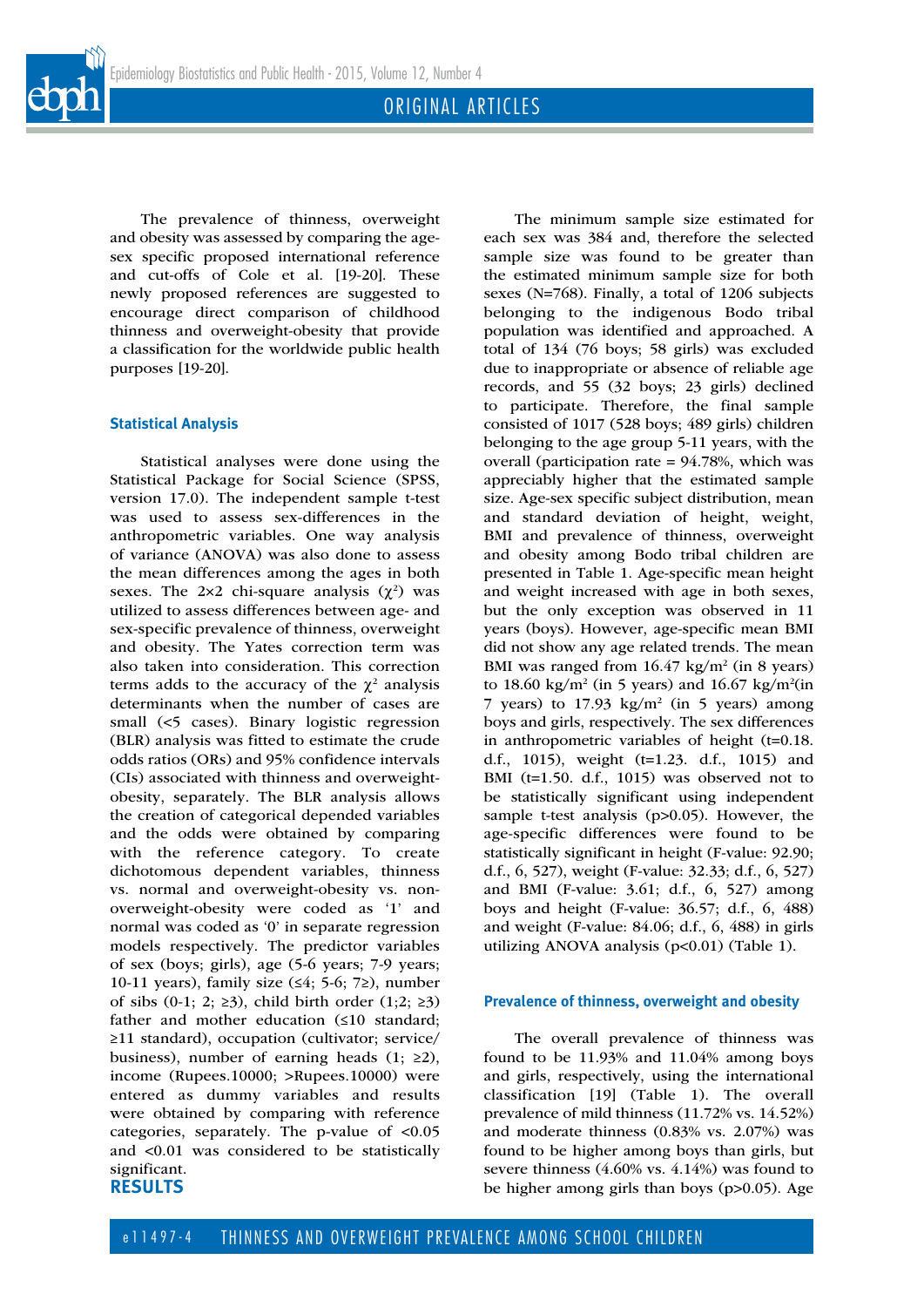The prevalence of thinness, overweight and obesity was assessed by comparing the age-sex specific proposed international reference and cut-offs of Cole et al. [19-20]. These newly proposed references are suggested to encourage direct comparison of childhood thinness and overweight-obesity that provide a classification for the worldwide public health purposes [19-20].

### Statistical Analysis

Statistical analyses were done using the Statistical Package for Social Science (SPSS, version 17.0). The independent sample t-test was used to assess sex-differences in the anthropometric variables. One way analysis of variance (ANOVA) was also done to assess the mean differences among the ages in both sexes. The 2×2 chi-square analysis ($\chi^2$) was utilized to assess differences between age- and sex-specific prevalence of thinness, overweight and obesity. The Yates correction term was also taken into consideration. This correction terms adds to the accuracy of the $\chi^2$ analysis determinants when the number of cases are small (<5 cases). Binary logistic regression (BLR) analysis was fitted to estimate the crude odds ratios (ORs) and 95% confidence intervals (CIs) associated with thinness and overweight-obesity, separately. The BLR analysis allows the creation of categorical depended variables and the odds were obtained by comparing with the reference category. To create dichotomous dependent variables, thinness vs. normal and overweight-obesity vs. non-overweight-obesity were coded as '1' and normal was coded as '0' in separate regression models respectively. The predictor variables of sex (boys; girls), age (5-6 years; 7-9 years; 10-11 years), family size (≤4; 5-6; 7≥), number of sibs (0-1; 2; ≥3), child birth order (1;2; ≥3) father and mother education (≤10 standard; ≥11 standard), occupation (cultivator; service/business), number of earning heads (1; ≥2), income (Rupees.10000; >Rupees.10000) were entered as dummy variables and results were obtained by comparing with reference categories, separately. The p-value of <0.05 and <0.01 was considered to be statistically significant.

## RESULTS

The minimum sample size estimated for each sex was 384 and, therefore the selected sample size was found to be greater than the estimated minimum sample size for both sexes (N=768). Finally, a total of 1206 subjects belonging to the indigenous Bodo tribal population was identified and approached. A total of 134 (76 boys; 58 girls) was excluded due to inappropriate or absence of reliable age records, and 55 (32 boys; 23 girls) declined to participate. Therefore, the final sample consisted of 1017 (528 boys; 489 girls) children belonging to the age group 5-11 years, with the overall (participation rate = 94.78%, which was appreciably higher that the estimated sample size. Age-sex specific subject distribution, mean and standard deviation of height, weight, BMI and prevalence of thinness, overweight and obesity among Bodo tribal children are presented in Table 1. Age-specific mean height and weight increased with age in both sexes, but the only exception was observed in 11 years (boys). However, age-specific mean BMI did not show any age related trends. The mean BMI was ranged from 16.47 kg/m$^2$ (in 8 years) to 18.60 kg/m$^2$ (in 5 years) and 16.67 kg/m$^2$(in 7 years) to 17.93 kg/m$^2$ (in 5 years) among boys and girls, respectively. The sex differences in anthropometric variables of height (t=0.18. d.f., 1015), weight (t=1.23. d.f., 1015) and BMI (t=1.50. d.f., 1015) was observed not to be statistically significant using independent sample t-test analysis (p>0.05). However, the age-specific differences were found to be statistically significant in height (F-value: 92.90; d.f., 6, 527), weight (F-value: 32.33; d.f., 6, 527) and BMI (F-value: 3.61; d.f., 6, 527) among boys and height (F-value: 36.57; d.f., 6, 488) and weight (F-value: 84.06; d.f., 6, 488) in girls utilizing ANOVA analysis (p<0.01) (Table 1).

### Prevalence of thinness, overweight and obesity

The overall prevalence of thinness was found to be 11.93% and 11.04% among boys and girls, respectively, using the international classification [19] (Table 1). The overall prevalence of mild thinness (11.72% vs. 14.52%) and moderate thinness (0.83% vs. 2.07%) was found to be higher among boys than girls, but severe thinness (4.60% vs. 4.14%) was found to be higher among girls than boys (p>0.05). Age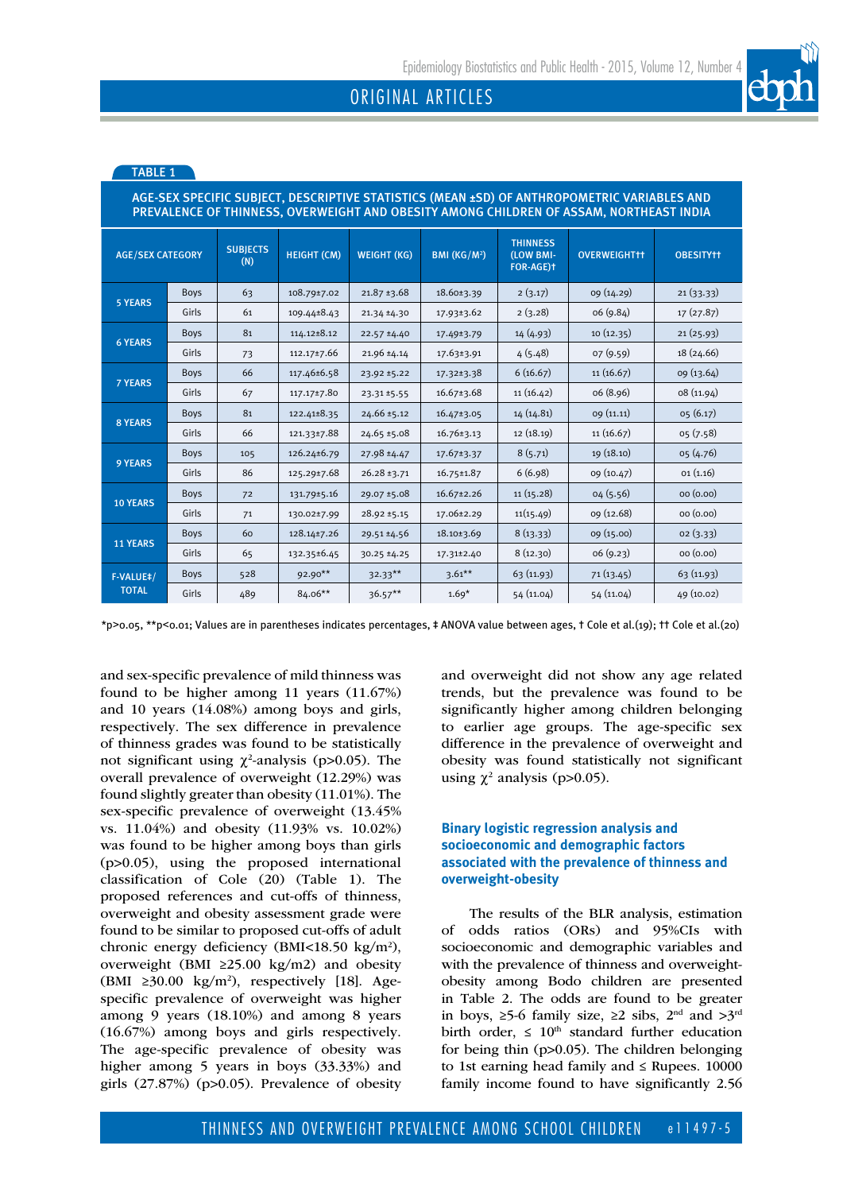**TABLE 1**

**AGE-SEX SPECIFIC SUBJECT, DESCRIPTIVE STATISTICS (MEAN ±SD) OF ANTHROPOMETRIC VARIABLES AND PREVALENCE OF THINNESS, OVERWEIGHT AND OBESITY AMONG CHILDREN OF ASSAM, NORTHEAST INDIA**

| AGE/SEX CATEGORY | | SUBJECTS (N) | HEIGHT (CM) | WEIGHT (KG) | BMI (KG/M²) | THINNESS (LOW BMI-FOR-AGE)† | OVERWEIGHT†† | OBESITY†† |
|---|---|---|---|---|---|---|---|---|
| 5 YEARS | Boys | 63 | 108.79±7.02 | 21.87 ±3.68 | 18.60±3.39 | 2 (3.17) | 09 (14.29) | 21 (33.33) |
| | Girls | 61 | 109.44±8.43 | 21.34 ±4.30 | 17.93±3.62 | 2 (3.28) | 06 (9.84) | 17 (27.87) |
| 6 YEARS | Boys | 81 | 114.12±8.12 | 22.57 ±4.40 | 17.49±3.79 | 14 (4.93) | 10 (12.35) | 21 (25.93) |
| | Girls | 73 | 112.17±7.66 | 21.96 ±4.14 | 17.63±3.91 | 4 (5.48) | 07 (9.59) | 18 (24.66) |
| 7 YEARS | Boys | 66 | 117.46±6.58 | 23.92 ±5.22 | 17.32±3.38 | 6 (16.67) | 11 (16.67) | 09 (13.64) |
| | Girls | 67 | 117.17±7.80 | 23.31 ±5.55 | 16.67±3.68 | 11 (16.42) | 06 (8.96) | 08 (11.94) |
| 8 YEARS | Boys | 81 | 122.41±8.35 | 24.66 ±5.12 | 16.47±3.05 | 14 (14.81) | 09 (11.11) | 05 (6.17) |
| | Girls | 66 | 121.33±7.88 | 24.65 ±5.08 | 16.76±3.13 | 12 (18.19) | 11 (16.67) | 05 (7.58) |
| 9 YEARS | Boys | 105 | 126.24±6.79 | 27.98 ±4.47 | 17.67±3.37 | 8 (5.71) | 19 (18.10) | 05 (4.76) |
| | Girls | 86 | 125.29±7.68 | 26.28 ±3.71 | 16.75±1.87 | 6 (6.98) | 09 (10.47) | 01 (1.16) |
| 10 YEARS | Boys | 72 | 131.79±5.16 | 29.07 ±5.08 | 16.67±2.26 | 11 (15.28) | 04 (5.56) | 00 (0.00) |
| | Girls | 71 | 130.02±7.99 | 28.92 ±5.15 | 17.06±2.29 | 11(15.49) | 09 (12.68) | 00 (0.00) |
| 11 YEARS | Boys | 60 | 128.14±7.26 | 29.51 ±4.56 | 18.10±3.69 | 8 (13.33) | 09 (15.00) | 02 (3.33) |
| | Girls | 65 | 132.35±6.45 | 30.25 ±4.25 | 17.31±2.40 | 8 (12.30) | 06 (9.23) | 00 (0.00) |
| F-VALUE‡/ TOTAL | Boys | 528 | 92.90** | 32.33** | 3.61** | 63 (11.93) | 71 (13.45) | 63 (11.93) |
| | Girls | 489 | 84.06** | 36.57** | 1.69* | 54 (11.04) | 54 (11.04) | 49 (10.02) |

*p>0.05, **p<0.01; Values are in parentheses indicates percentages, ‡ ANOVA value between ages, † Cole et al.(19); †† Cole et al.(20)

and sex-specific prevalence of mild thinness was found to be higher among 11 years (11.67%) and 10 years (14.08%) among boys and girls, respectively. The sex difference in prevalence of thinness grades was found to be statistically not significant using $\chi^2$-analysis ($p>0.05$). The overall prevalence of overweight (12.29%) was found slightly greater than obesity (11.01%). The sex-specific prevalence of overweight (13.45% vs. 11.04%) and obesity (11.93% vs. 10.02%) was found to be higher among boys than girls ($p>0.05$), using the proposed international classification of Cole (20) (Table 1). The proposed references and cut-offs of thinness, overweight and obesity assessment grade were found to be similar to proposed cut-offs of adult chronic energy deficiency (BMI<18.50 kg/m²), overweight (BMI ≥25.00 kg/m2) and obesity (BMI ≥30.00 kg/m²), respectively [18]. Age-specific prevalence of overweight was higher among 9 years (18.10%) and among 8 years (16.67%) among boys and girls respectively. The age-specific prevalence of obesity was higher among 5 years in boys (33.33%) and girls (27.87%) ($p>0.05$). Prevalence of obesity and overweight did not show any age related trends, but the prevalence was found to be significantly higher among children belonging to earlier age groups. The age-specific sex difference in the prevalence of overweight and obesity was found statistically not significant using $\chi^2$ analysis ($p>0.05$).

### Binary logistic regression analysis and socioeconomic and demographic factors associated with the prevalence of thinness and overweight-obesity

The results of the BLR analysis, estimation of odds ratios (ORs) and 95%CIs with socioeconomic and demographic variables and with the prevalence of thinness and overweight-obesity among Bodo children are presented in Table 2. The odds are found to be greater in boys, ≥5-6 family size, ≥2 sibs, 2nd and >3rd birth order, ≤ 10th standard further education for being thin ($p>0.05$). The children belonging to 1st earning head family and ≤ Rupees. 10000 family income found to have significantly 2.56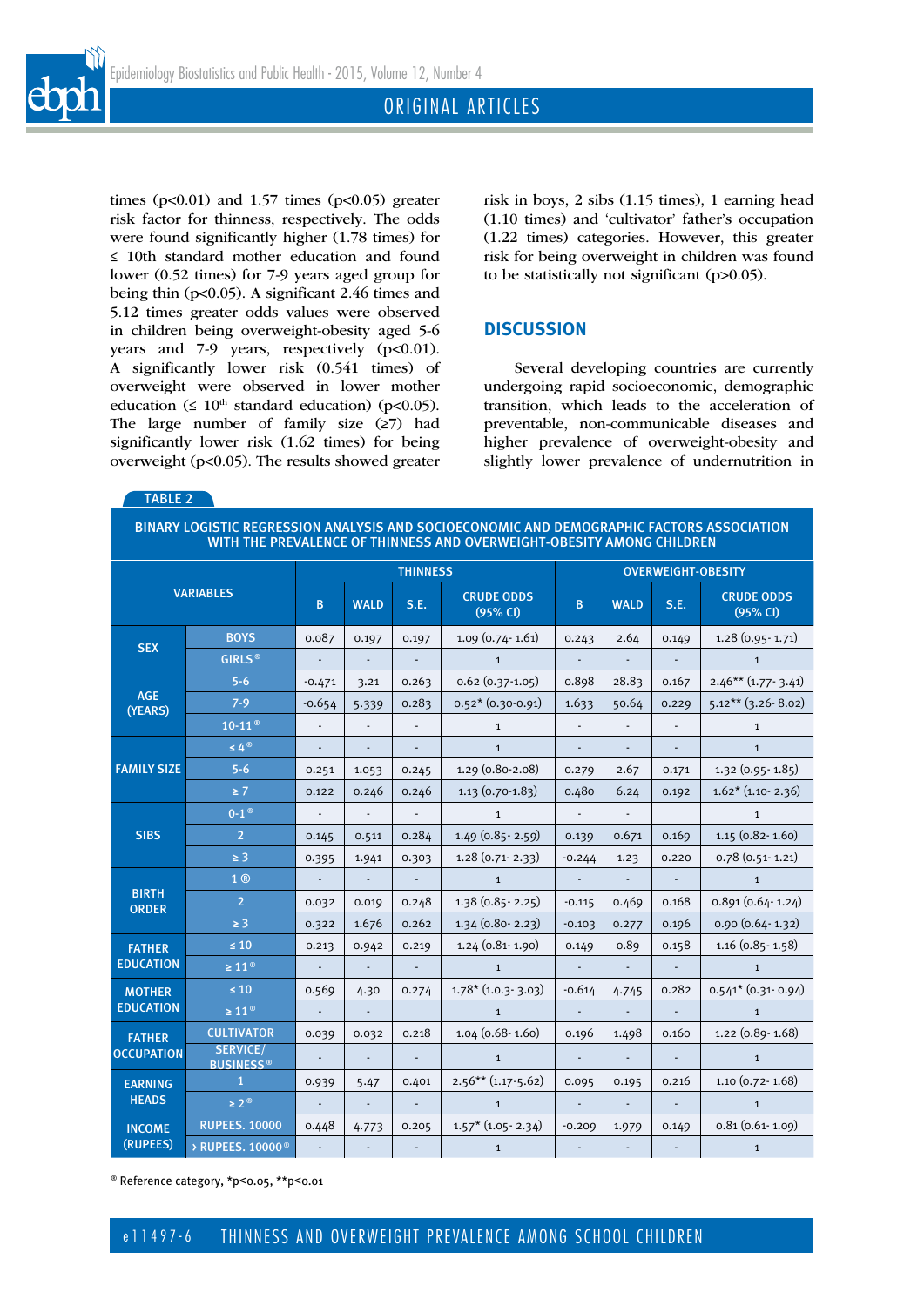times (p<0.01) and 1.57 times (p<0.05) greater risk factor for thinness, respectively. The odds were found significantly higher (1.78 times) for ≤ 10th standard mother education and found lower (0.52 times) for 7-9 years aged group for being thin (p<0.05). A significant 2.46 times and 5.12 times greater odds values were observed in children being overweight-obesity aged 5-6 years and 7-9 years, respectively (p<0.01). A significantly lower risk (0.541 times) of overweight were observed in lower mother education (≤ 10th standard education) (p<0.05). The large number of family size (≥7) had significantly lower risk (1.62 times) for being overweight (p<0.05). The results showed greater risk in boys, 2 sibs (1.15 times), 1 earning head (1.10 times) and 'cultivator' father's occupation (1.22 times) categories. However, this greater risk for being overweight in children was found to be statistically not significant (p>0.05).

## DISCUSSION

Several developing countries are currently undergoing rapid socioeconomic, demographic transition, which leads to the acceleration of preventable, non-communicable diseases and higher prevalence of overweight-obesity and slightly lower prevalence of undernutrition in

TABLE 2

BINARY LOGISTIC REGRESSION ANALYSIS AND SOCIOECONOMIC AND DEMOGRAPHIC FACTORS ASSOCIATION WITH THE PREVALENCE OF THINNESS AND OVERWEIGHT-OBESITY AMONG CHILDREN

| VARIABLES | | THINNESS | | | | OVERWEIGHT-OBESITY | | | |
|---|---|---|---|---|---|---|---|---|---|
| | | B | WALD | S.E. | CRUDE ODDS (95% CI) | B | WALD | S.E. | CRUDE ODDS (95% CI) |
| SEX | BOYS | 0.087 | 0.197 | 0.197 | 1.09 (0.74- 1.61) | 0.243 | 2.64 | 0.149 | 1.28 (0.95- 1.71) |
| | GIRLS® | - | - | - | 1 | - | - | - | 1 |
| AGE (YEARS) | 5-6 | -0.471 | 3.21 | 0.263 | 0.62 (0.37-1.05) | 0.898 | 28.83 | 0.167 | 2.46** (1.77- 3.41) |
| | 7-9 | -0.654 | 5.339 | 0.283 | 0.52* (0.30-0.91) | 1.633 | 50.64 | 0.229 | 5.12** (3.26- 8.02) |
| | 10-11® | - | - | - | 1 | - | - | - | 1 |
| FAMILY SIZE | ≤ 4® | - | - | - | 1 | - | - | - | 1 |
| | 5-6 | 0.251 | 1.053 | 0.245 | 1.29 (0.80-2.08) | 0.279 | 2.67 | 0.171 | 1.32 (0.95- 1.85) |
| | ≥ 7 | 0.122 | 0.246 | 0.246 | 1.13 (0.70-1.83) | 0.480 | 6.24 | 0.192 | 1.62* (1.10- 2.36) |
| SIBS | 0-1® | - | - | - | 1 | - | - | | 1 |
| | 2 | 0.145 | 0.511 | 0.284 | 1.49 (0.85- 2.59) | 0.139 | 0.671 | 0.169 | 1.15 (0.82- 1.60) |
| | ≥ 3 | 0.395 | 1.941 | 0.303 | 1.28 (0.71- 2.33) | -0.244 | 1.23 | 0.220 | 0.78 (0.51- 1.21) |
| BIRTH ORDER | 1 ® | - | - | - | 1 | - | - | - | 1 |
| | 2 | 0.032 | 0.019 | 0.248 | 1.38 (0.85- 2.25) | -0.115 | 0.469 | 0.168 | 0.891 (0.64- 1.24) |
| | ≥ 3 | 0.322 | 1.676 | 0.262 | 1.34 (0.80- 2.23) | -0.103 | 0.277 | 0.196 | 0.90 (0.64- 1.32) |
| FATHER EDUCATION | ≤ 10 | 0.213 | 0.942 | 0.219 | 1.24 (0.81- 1.90) | 0.149 | 0.89 | 0.158 | 1.16 (0.85- 1.58) |
| | ≥ 11® | - | - | - | 1 | - | - | - | 1 |
| MOTHER EDUCATION | ≤ 10 | 0.569 | 4.30 | 0.274 | 1.78* (1.0.3- 3.03) | -0.614 | 4.745 | 0.282 | 0.541* (0.31- 0.94) |
| | ≥ 11® | - | - | | 1 | - | - | - | 1 |
| FATHER OCCUPATION | CULTIVATOR | 0.039 | 0.032 | 0.218 | 1.04 (0.68- 1.60) | 0.196 | 1.498 | 0.160 | 1.22 (0.89- 1.68) |
| | SERVICE/ BUSINESS® | - | - | - | 1 | - | - | - | 1 |
| EARNING HEADS | 1 | 0.939 | 5.47 | 0.401 | 2.56** (1.17-5.62) | 0.095 | 0.195 | 0.216 | 1.10 (0.72- 1.68) |
| | ≥ 2® | - | - | - | 1 | - | - | - | 1 |
| INCOME (RUPEES) | RUPEES. 10000 | 0.448 | 4.773 | 0.205 | 1.57* (1.05- 2.34) | -0.209 | 1.979 | 0.149 | 0.81 (0.61- 1.09) |
| | › RUPEES. 10000® | - | - | - | 1 | - | - | - | 1 |

® Reference category, *p<0.05, **p<0.01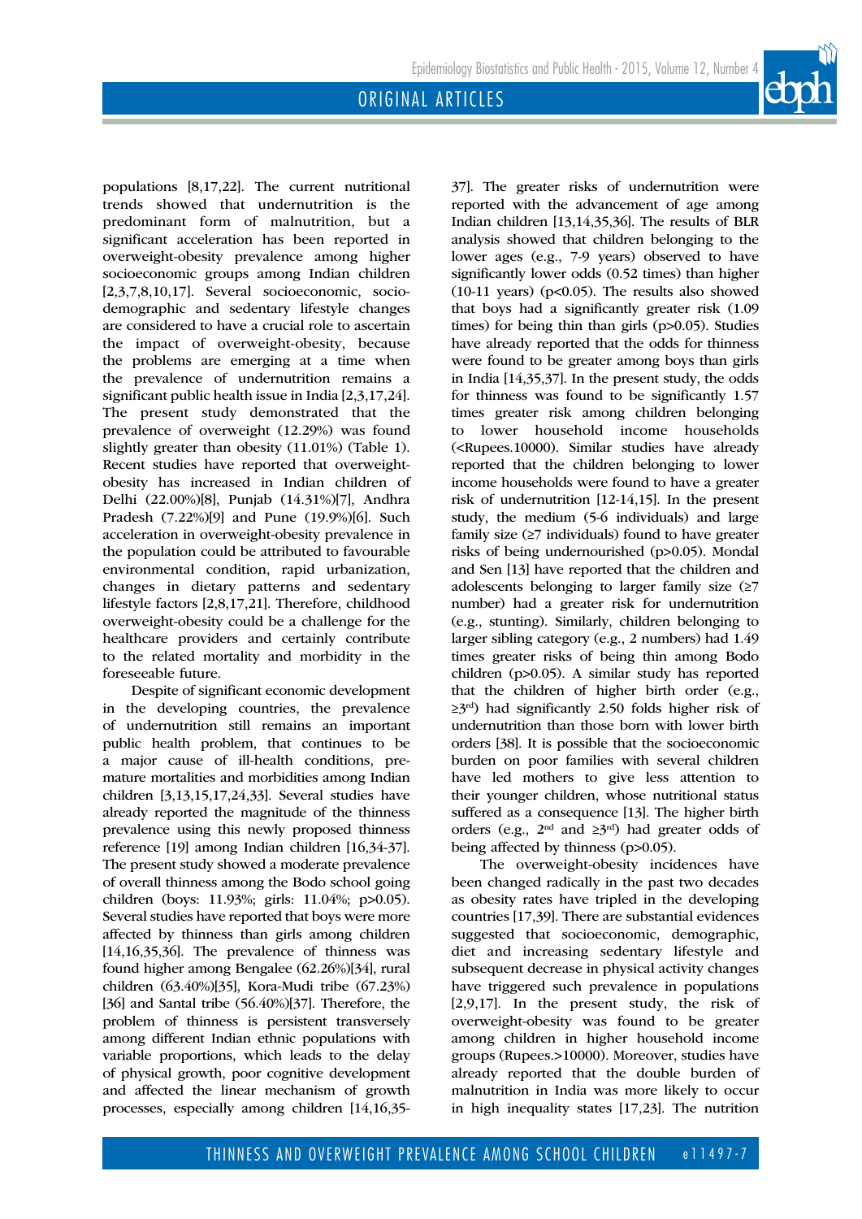populations [8,17,22]. The current nutritional trends showed that undernutrition is the predominant form of malnutrition, but a significant acceleration has been reported in overweight-obesity prevalence among higher socioeconomic groups among Indian children [2,3,7,8,10,17]. Several socioeconomic, socio-demographic and sedentary lifestyle changes are considered to have a crucial role to ascertain the impact of overweight-obesity, because the problems are emerging at a time when the prevalence of undernutrition remains a significant public health issue in India [2,3,17,24]. The present study demonstrated that the prevalence of overweight (12.29%) was found slightly greater than obesity (11.01%) (Table 1). Recent studies have reported that overweight-obesity has increased in Indian children of Delhi (22.00%)[8], Punjab (14.31%)[7], Andhra Pradesh (7.22%)[9] and Pune (19.9%)[6]. Such acceleration in overweight-obesity prevalence in the population could be attributed to favourable environmental condition, rapid urbanization, changes in dietary patterns and sedentary lifestyle factors [2,8,17,21]. Therefore, childhood overweight-obesity could be a challenge for the healthcare providers and certainly contribute to the related mortality and morbidity in the foreseeable future.

Despite of significant economic development in the developing countries, the prevalence of undernutrition still remains an important public health problem, that continues to be a major cause of ill-health conditions, pre-mature mortalities and morbidities among Indian children [3,13,15,17,24,33]. Several studies have already reported the magnitude of the thinness prevalence using this newly proposed thinness reference [19] among Indian children [16,34-37]. The present study showed a moderate prevalence of overall thinness among the Bodo school going children (boys: 11.93%; girls: 11.04%; $p>0.05$). Several studies have reported that boys were more affected by thinness than girls among children [14,16,35,36]. The prevalence of thinness was found higher among Bengalee (62.26%)[34], rural children (63.40%)[35], Kora-Mudi tribe (67.23%)[36] and Santal tribe (56.40%)[37]. Therefore, the problem of thinness is persistent transversely among different Indian ethnic populations with variable proportions, which leads to the delay of physical growth, poor cognitive development and affected the linear mechanism of growth processes, especially among children [14,16,35-37]. The greater risks of undernutrition were reported with the advancement of age among Indian children [13,14,35,36]. The results of BLR analysis showed that children belonging to the lower ages (e.g., 7-9 years) observed to have significantly lower odds (0.52 times) than higher (10-11 years) ($p<0.05$). The results also showed that boys had a significantly greater risk (1.09 times) for being thin than girls ($p>0.05$). Studies have already reported that the odds for thinness were found to be greater among boys than girls in India [14,35,37]. In the present study, the odds for thinness was found to be significantly 1.57 times greater risk among children belonging to lower household income households (<Rupees.10000). Similar studies have already reported that the children belonging to lower income households were found to have a greater risk of undernutrition [12-14,15]. In the present study, the medium (5-6 individuals) and large family size (≥7 individuals) found to have greater risks of being undernourished ($p>0.05$). Mondal and Sen [13] have reported that the children and adolescents belonging to larger family size (≥7 number) had a greater risk for undernutrition (e.g., stunting). Similarly, children belonging to larger sibling category (e.g., 2 numbers) had 1.49 times greater risks of being thin among Bodo children ($p>0.05$). A similar study has reported that the children of higher birth order (e.g., ≥3rd) had significantly 2.50 folds higher risk of undernutrition than those born with lower birth orders [38]. It is possible that the socioeconomic burden on poor families with several children have led mothers to give less attention to their younger children, whose nutritional status suffered as a consequence [13]. The higher birth orders (e.g., 2nd and ≥3rd) had greater odds of being affected by thinness ($p>0.05$).

The overweight-obesity incidences have been changed radically in the past two decades as obesity rates have tripled in the developing countries [17,39]. There are substantial evidences suggested that socioeconomic, demographic, diet and increasing sedentary lifestyle and subsequent decrease in physical activity changes have triggered such prevalence in populations [2,9,17]. In the present study, the risk of overweight-obesity was found to be greater among children in higher household income groups (Rupees.>10000). Moreover, studies have already reported that the double burden of malnutrition in India was more likely to occur in high inequality states [17,23]. The nutrition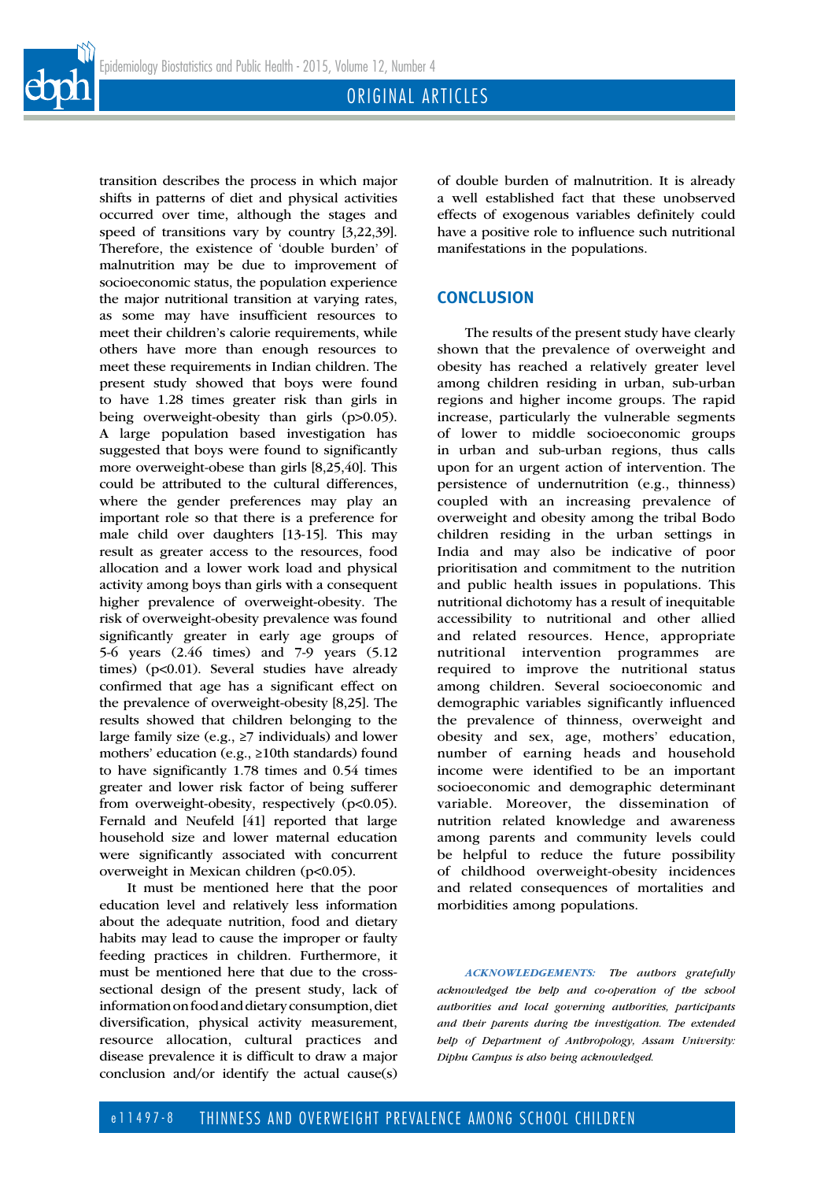transition describes the process in which major shifts in patterns of diet and physical activities occurred over time, although the stages and speed of transitions vary by country [3,22,39]. Therefore, the existence of 'double burden' of malnutrition may be due to improvement of socioeconomic status, the population experience the major nutritional transition at varying rates, as some may have insufficient resources to meet their children's calorie requirements, while others have more than enough resources to meet these requirements in Indian children. The present study showed that boys were found to have 1.28 times greater risk than girls in being overweight-obesity than girls ($p>0.05$). A large population based investigation has suggested that boys were found to significantly more overweight-obese than girls [8,25,40]. This could be attributed to the cultural differences, where the gender preferences may play an important role so that there is a preference for male child over daughters [13-15]. This may result as greater access to the resources, food allocation and a lower work load and physical activity among boys than girls with a consequent higher prevalence of overweight-obesity. The risk of overweight-obesity prevalence was found significantly greater in early age groups of 5-6 years (2.46 times) and 7-9 years (5.12 times) ($p<0.01$). Several studies have already confirmed that age has a significant effect on the prevalence of overweight-obesity [8,25]. The results showed that children belonging to the large family size (e.g., ≥7 individuals) and lower mothers' education (e.g., ≥10th standards) found to have significantly 1.78 times and 0.54 times greater and lower risk factor of being sufferer from overweight-obesity, respectively ($p<0.05$). Fernald and Neufeld [41] reported that large household size and lower maternal education were significantly associated with concurrent overweight in Mexican children ($p<0.05$).

It must be mentioned here that the poor education level and relatively less information about the adequate nutrition, food and dietary habits may lead to cause the improper or faulty feeding practices in children. Furthermore, it must be mentioned here that due to the cross-sectional design of the present study, lack of information on food and dietary consumption, diet diversification, physical activity measurement, resource allocation, cultural practices and disease prevalence it is difficult to draw a major conclusion and/or identify the actual cause(s) of double burden of malnutrition. It is already a well established fact that these unobserved effects of exogenous variables definitely could have a positive role to influence such nutritional manifestations in the populations.

## CONCLUSION

The results of the present study have clearly shown that the prevalence of overweight and obesity has reached a relatively greater level among children residing in urban, sub-urban regions and higher income groups. The rapid increase, particularly the vulnerable segments of lower to middle socioeconomic groups in urban and sub-urban regions, thus calls upon for an urgent action of intervention. The persistence of undernutrition (e.g., thinness) coupled with an increasing prevalence of overweight and obesity among the tribal Bodo children residing in the urban settings in India and may also be indicative of poor prioritisation and commitment to the nutrition and public health issues in populations. This nutritional dichotomy has a result of inequitable accessibility to nutritional and other allied and related resources. Hence, appropriate nutritional intervention programmes are required to improve the nutritional status among children. Several socioeconomic and demographic variables significantly influenced the prevalence of thinness, overweight and obesity and sex, age, mothers' education, number of earning heads and household income were identified to be an important socioeconomic and demographic determinant variable. Moreover, the dissemination of nutrition related knowledge and awareness among parents and community levels could be helpful to reduce the future possibility of childhood overweight-obesity incidences and related consequences of mortalities and morbidities among populations.

*ACKNOWLEDGEMENTS: The authors gratefully acknowledged the help and co-operation of the school authorities and local governing authorities, participants and their parents during the investigation. The extended help of Department of Anthropology, Assam University: Diphu Campus is also being acknowledged.*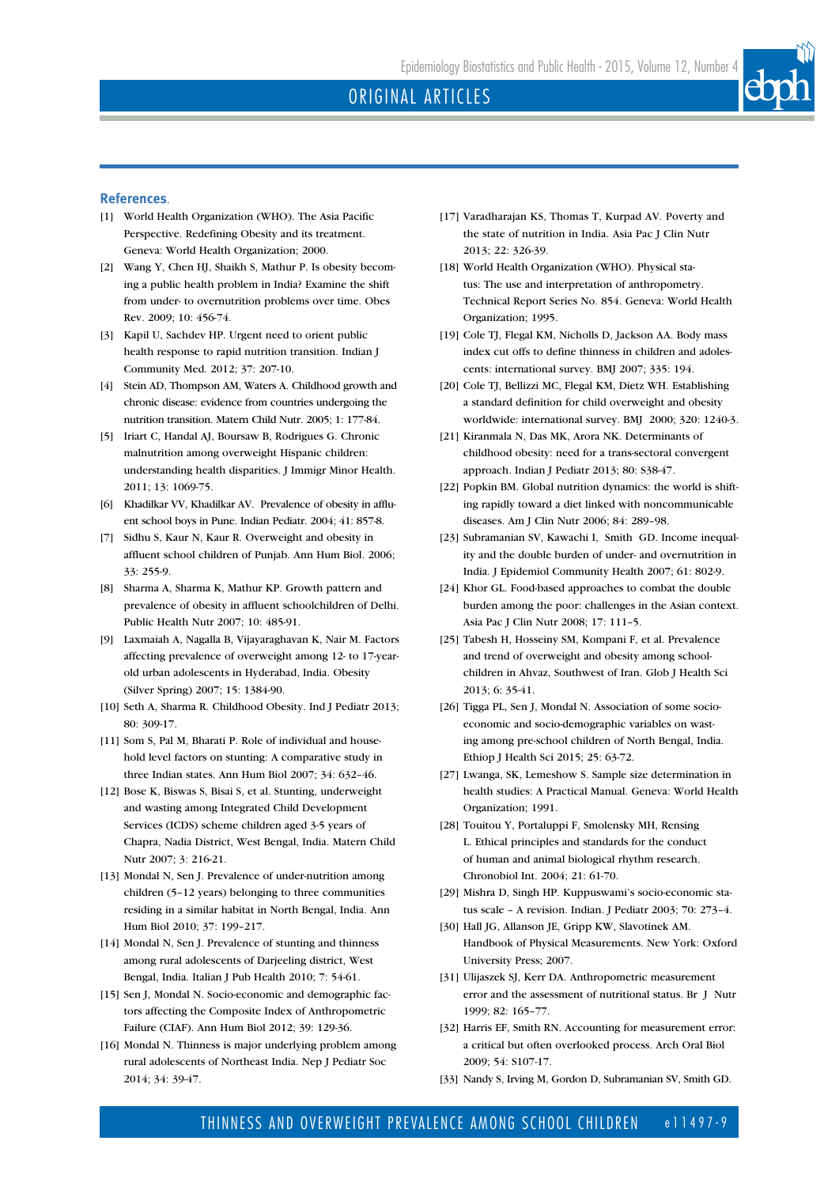## References.

[1] World Health Organization (WHO). The Asia Pacific Perspective. Redefining Obesity and its treatment. Geneva: World Health Organization; 2000.

[2] Wang Y, Chen HJ, Shaikh S, Mathur P. Is obesity becoming a public health problem in India? Examine the shift from under- to overnutrition problems over time. Obes Rev. 2009; 10: 456-74.

[3] Kapil U, Sachdev HP. Urgent need to orient public health response to rapid nutrition transition. Indian J Community Med. 2012; 37: 207-10.

[4] Stein AD, Thompson AM, Waters A. Childhood growth and chronic disease: evidence from countries undergoing the nutrition transition. Matern Child Nutr. 2005; 1: 177-84.

[5] Iriart C, Handal AJ, Boursaw B, Rodrigues G. Chronic malnutrition among overweight Hispanic children: understanding health disparities. J Immigr Minor Health. 2011; 13: 1069-75.

[6] Khadilkar VV, Khadilkar AV. Prevalence of obesity in affluent school boys in Pune. Indian Pediatr. 2004; 41: 857-8.

[7] Sidhu S, Kaur N, Kaur R. Overweight and obesity in affluent school children of Punjab. Ann Hum Biol. 2006; 33: 255-9.

[8] Sharma A, Sharma K, Mathur KP. Growth pattern and prevalence of obesity in affluent schoolchildren of Delhi. Public Health Nutr 2007; 10: 485-91.

[9] Laxmaiah A, Nagalla B, Vijayaraghavan K, Nair M. Factors affecting prevalence of overweight among 12- to 17-year-old urban adolescents in Hyderabad, India. Obesity (Silver Spring) 2007; 15: 1384-90.

[10] Seth A, Sharma R. Childhood Obesity. Ind J Pediatr 2013; 80: 309-17.

[11] Som S, Pal M, Bharati P. Role of individual and household level factors on stunting: A comparative study in three Indian states. Ann Hum Biol 2007; 34: 632–46.

[12] Bose K, Biswas S, Bisai S, et al. Stunting, underweight and wasting among Integrated Child Development Services (ICDS) scheme children aged 3-5 years of Chapra, Nadia District, West Bengal, India. Matern Child Nutr 2007; 3: 216-21.

[13] Mondal N, Sen J. Prevalence of under-nutrition among children (5–12 years) belonging to three communities residing in a similar habitat in North Bengal, India. Ann Hum Biol 2010; 37: 199–217.

[14] Mondal N, Sen J. Prevalence of stunting and thinness among rural adolescents of Darjeeling district, West Bengal, India. Italian J Pub Health 2010; 7: 54-61.

[15] Sen J, Mondal N. Socio-economic and demographic factors affecting the Composite Index of Anthropometric Failure (CIAF). Ann Hum Biol 2012; 39: 129-36.

[16] Mondal N. Thinness is major underlying problem among rural adolescents of Northeast India. Nep J Pediatr Soc 2014; 34: 39-47.

[17] Varadharajan KS, Thomas T, Kurpad AV. Poverty and the state of nutrition in India. Asia Pac J Clin Nutr 2013; 22: 326-39.

[18] World Health Organization (WHO). Physical status: The use and interpretation of anthropometry. Technical Report Series No. 854. Geneva: World Health Organization; 1995.

[19] Cole TJ, Flegal KM, Nicholls D, Jackson AA. Body mass index cut offs to define thinness in children and adolescents: international survey. BMJ 2007; 335: 194.

[20] Cole TJ, Bellizzi MC, Flegal KM, Dietz WH. Establishing a standard definition for child overweight and obesity worldwide: international survey. BMJ 2000; 320: 1240-3.

[21] Kiranmala N, Das MK, Arora NK. Determinants of childhood obesity: need for a trans-sectoral convergent approach. Indian J Pediatr 2013; 80: S38-47.

[22] Popkin BM. Global nutrition dynamics: the world is shifting rapidly toward a diet linked with noncommunicable diseases. Am J Clin Nutr 2006; 84: 289–98.

[23] Subramanian SV, Kawachi I, Smith GD. Income inequality and the double burden of under- and overnutrition in India. J Epidemiol Community Health 2007; 61: 802-9.

[24] Khor GL. Food-based approaches to combat the double burden among the poor: challenges in the Asian context. Asia Pac J Clin Nutr 2008; 17: 111–5.

[25] Tabesh H, Hosseiny SM, Kompani F, et al. Prevalence and trend of overweight and obesity among schoolchildren in Ahvaz, Southwest of Iran. Glob J Health Sci 2013; 6: 35-41.

[26] Tigga PL, Sen J, Mondal N. Association of some socio-economic and socio-demographic variables on wasting among pre-school children of North Bengal, India. Ethiop J Health Sci 2015; 25: 63-72.

[27] Lwanga, SK, Lemeshow S. Sample size determination in health studies: A Practical Manual. Geneva: World Health Organization; 1991.

[28] Touitou Y, Portaluppi F, Smolensky MH, Rensing L. Ethical principles and standards for the conduct of human and animal biological rhythm research. Chronobiol Int. 2004; 21: 61-70.

[29] Mishra D, Singh HP. Kuppuswami's socio-economic status scale – A revision. Indian. J Pediatr 2003; 70: 273–4.

[30] Hall JG, Allanson JE, Gripp KW, Slavotinek AM. Handbook of Physical Measurements. New York: Oxford University Press; 2007.

[31] Ulijaszek SJ, Kerr DA. Anthropometric measurement error and the assessment of nutritional status. Br J Nutr 1999; 82: 165–77.

[32] Harris EF, Smith RN. Accounting for measurement error: a critical but often overlooked process. Arch Oral Biol 2009; 54: S107-17.

[33] Nandy S, Irving M, Gordon D, Subramanian SV, Smith GD.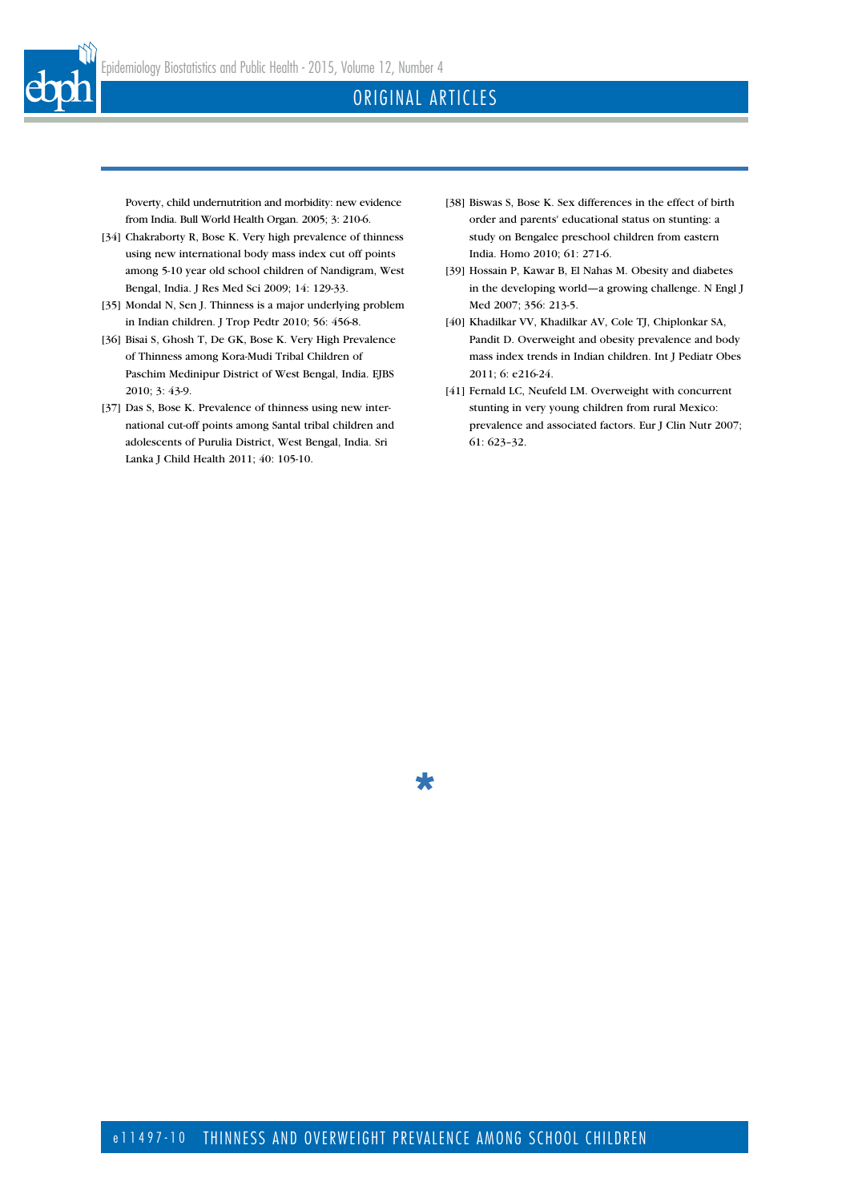Poverty, child undernutrition and morbidity: new evidence from India. Bull World Health Organ. 2005; 3: 210-6.

[34] Chakraborty R, Bose K. Very high prevalence of thinness using new international body mass index cut off points among 5-10 year old school children of Nandigram, West Bengal, India. J Res Med Sci 2009; 14: 129-33.

[35] Mondal N, Sen J. Thinness is a major underlying problem in Indian children. J Trop Pedtr 2010; 56: 456-8.

[36] Bisai S, Ghosh T, De GK, Bose K. Very High Prevalence of Thinness among Kora-Mudi Tribal Children of Paschim Medinipur District of West Bengal, India. EJBS 2010; 3: 43-9.

[37] Das S, Bose K. Prevalence of thinness using new international cut-off points among Santal tribal children and adolescents of Purulia District, West Bengal, India. Sri Lanka J Child Health 2011; 40: 105-10.

[38] Biswas S, Bose K. Sex differences in the effect of birth order and parents' educational status on stunting: a study on Bengalee preschool children from eastern India. Homo 2010; 61: 271-6.

[39] Hossain P, Kawar B, El Nahas M. Obesity and diabetes in the developing world—a growing challenge. N Engl J Med 2007; 356: 213-5.

[40] Khadilkar VV, Khadilkar AV, Cole TJ, Chiplonkar SA, Pandit D. Overweight and obesity prevalence and body mass index trends in Indian children. Int J Pediatr Obes 2011; 6: e216-24.

[41] Fernald LC, Neufeld LM. Overweight with concurrent stunting in very young children from rural Mexico: prevalence and associated factors. Eur J Clin Nutr 2007; 61: 623–32.

*